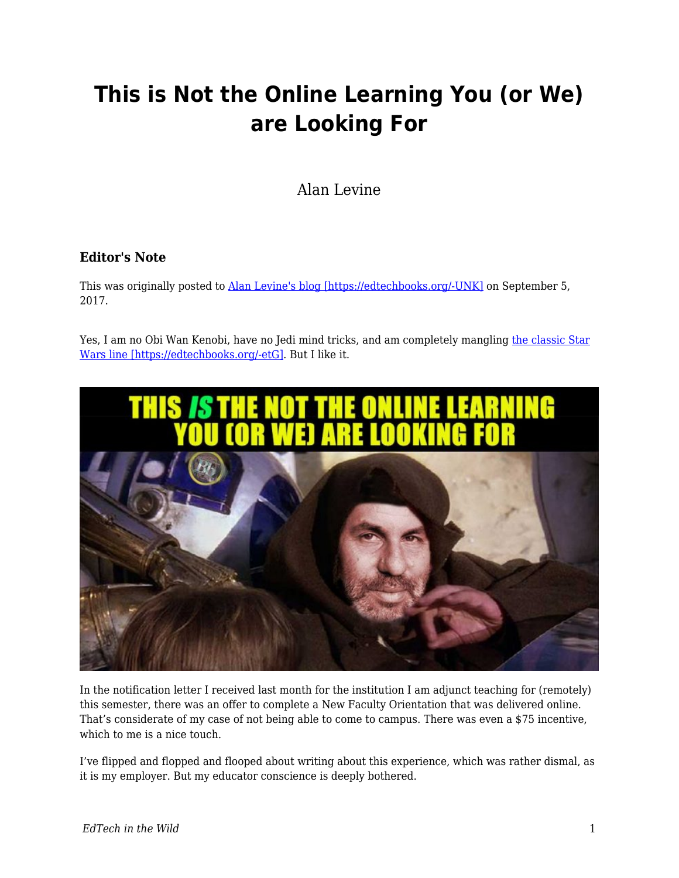# This is Not the Online Learning You (or We) are Looking For

Alan Levine

### Editor's Note

This was originally posted to [Alan Levine's blog [https://edtechbooks.org/-UNK]](https://edtechbooks.org/-UNK) on September 5, 2017.

Yes, I am no Obi Wan Kenobi, have no Jedi mind tricks, and am completely mangling [the classic Star Wars line [https://edtechbooks.org/-etG]](https://edtechbooks.org/-etG). But I like it.

In the notification letter I received last month for the institution I am adjunct teaching for (remotely) this semester, there was an offer to complete a New Faculty Orientation that was delivered online. That's considerate of my case of not being able to come to campus. There was even a $75 incentive, which to me is a nice touch.

I've flipped and flopped and flooped about writing about this experience, which was rather dismal, as it is my employer. But my educator conscience is deeply bothered.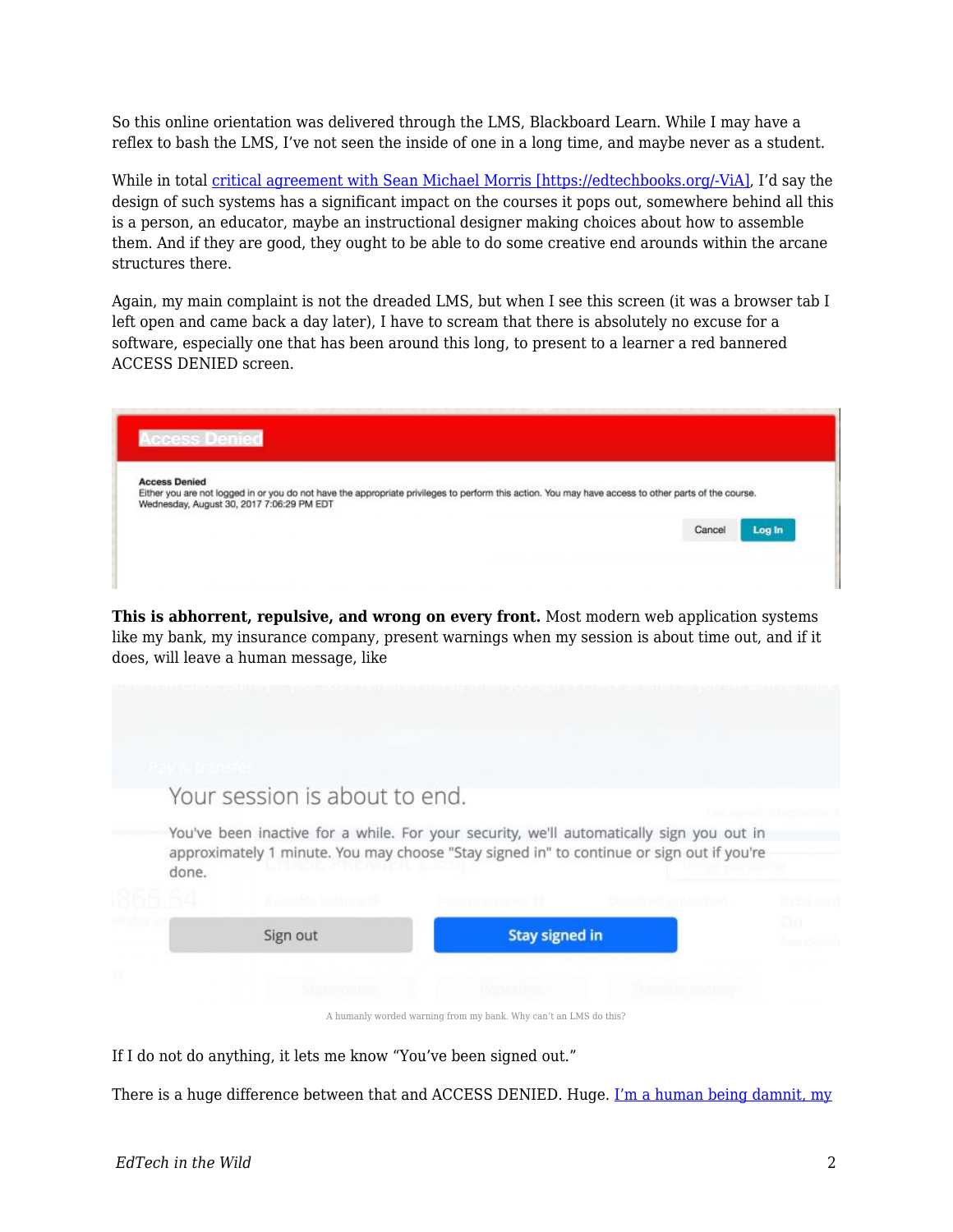So this online orientation was delivered through the LMS, Blackboard Learn. While I may have a reflex to bash the LMS, I've not seen the inside of one in a long time, and maybe never as a student.

While in total [critical agreement with Sean Michael Morris [https://edtechbooks.org/-ViA]](https://edtechbooks.org/-ViA), I'd say the design of such systems has a significant impact on the courses it pops out, somewhere behind all this is a person, an educator, maybe an instructional designer making choices about how to assemble them. And if they are good, they ought to be able to do some creative end arounds within the arcane structures there.

Again, my main complaint is not the dreaded LMS, but when I see this screen (it was a browser tab I left open and came back a day later), I have to scream that there is absolutely no excuse for a software, especially one that has been around this long, to present to a learner a red bannered ACCESS DENIED screen.

**This is abhorrent, repulsive, and wrong on every front.** Most modern web application systems like my bank, my insurance company, present warnings when my session is about time out, and if it does, will leave a human message, like

A humanly worded warning from my bank. Why can't an LMS do this?

If I do not do anything, it lets me know "You've been signed out."

There is a huge difference between that and ACCESS DENIED. Huge. I'm a human being damnit, my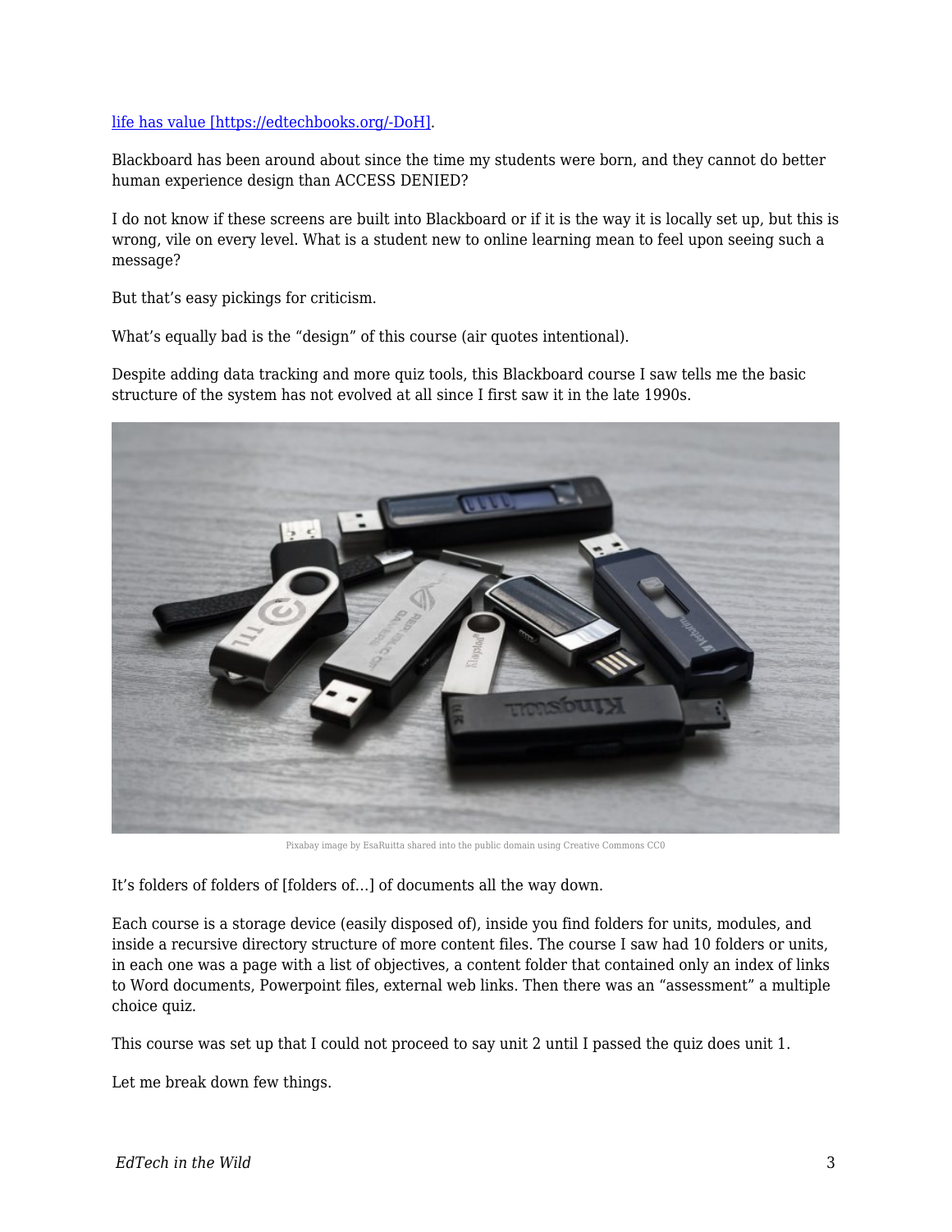[life has value [https://edtechbooks.org/-DoH]](https://edtechbooks.org/-DoH).

Blackboard has been around about since the time my students were born, and they cannot do better human experience design than ACCESS DENIED?

I do not know if these screens are built into Blackboard or if it is the way it is locally set up, but this is wrong, vile on every level. What is a student new to online learning mean to feel upon seeing such a message?

But that's easy pickings for criticism.

What's equally bad is the "design" of this course (air quotes intentional).

Despite adding data tracking and more quiz tools, this Blackboard course I saw tells me the basic structure of the system has not evolved at all since I first saw it in the late 1990s.

Pixabay image by EsaRuitta shared into the public domain using Creative Commons CC0

It's folders of folders of [folders of…] of documents all the way down.

Each course is a storage device (easily disposed of), inside you find folders for units, modules, and inside a recursive directory structure of more content files. The course I saw had 10 folders or units, in each one was a page with a list of objectives, a content folder that contained only an index of links to Word documents, Powerpoint files, external web links. Then there was an "assessment" a multiple choice quiz.

This course was set up that I could not proceed to say unit 2 until I passed the quiz does unit 1.

Let me break down few things.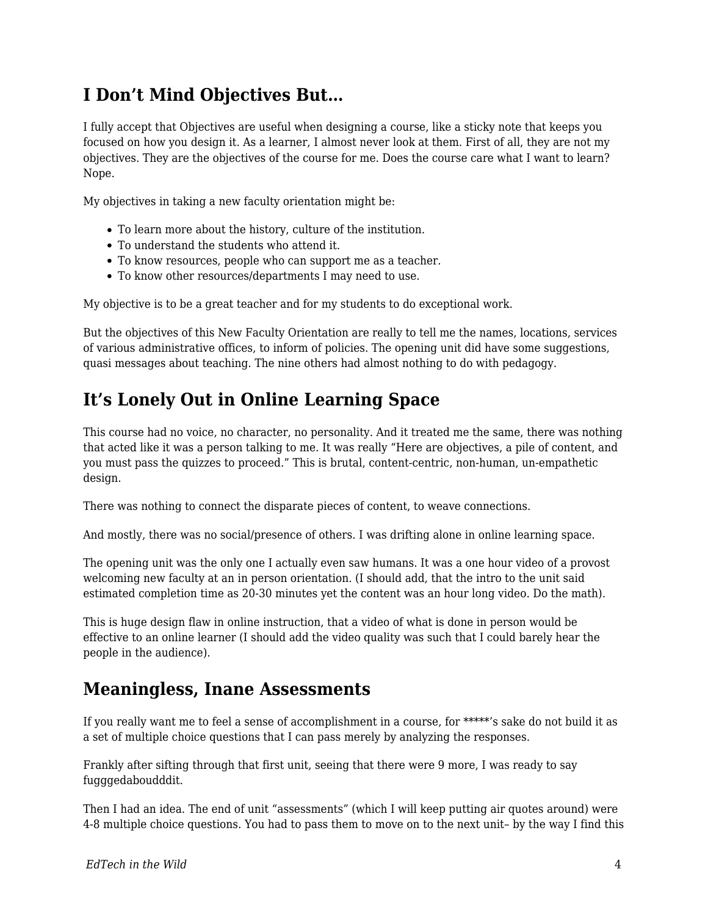## I Don't Mind Objectives But…

I fully accept that Objectives are useful when designing a course, like a sticky note that keeps you focused on how you design it. As a learner, I almost never look at them. First of all, they are not my objectives. They are the objectives of the course for me. Does the course care what I want to learn? Nope.

My objectives in taking a new faculty orientation might be:

- To learn more about the history, culture of the institution.
- To understand the students who attend it.
- To know resources, people who can support me as a teacher.
- To know other resources/departments I may need to use.

My objective is to be a great teacher and for my students to do exceptional work.

But the objectives of this New Faculty Orientation are really to tell me the names, locations, services of various administrative offices, to inform of policies. The opening unit did have some suggestions, quasi messages about teaching. The nine others had almost nothing to do with pedagogy.

## It's Lonely Out in Online Learning Space

This course had no voice, no character, no personality. And it treated me the same, there was nothing that acted like it was a person talking to me. It was really "Here are objectives, a pile of content, and you must pass the quizzes to proceed." This is brutal, content-centric, non-human, un-empathetic design.

There was nothing to connect the disparate pieces of content, to weave connections.

And mostly, there was no social/presence of others. I was drifting alone in online learning space.

The opening unit was the only one I actually even saw humans. It was a one hour video of a provost welcoming new faculty at an in person orientation. (I should add, that the intro to the unit said estimated completion time as 20-30 minutes yet the content was an hour long video. Do the math).

This is huge design flaw in online instruction, that a video of what is done in person would be effective to an online learner (I should add the video quality was such that I could barely hear the people in the audience).

## Meaningless, Inane Assessments

If you really want me to feel a sense of accomplishment in a course, for *****'s sake do not build it as a set of multiple choice questions that I can pass merely by analyzing the responses.

Frankly after sifting through that first unit, seeing that there were 9 more, I was ready to say fugggedaboudddit.

Then I had an idea. The end of unit "assessments" (which I will keep putting air quotes around) were 4-8 multiple choice questions. You had to pass them to move on to the next unit– by the way I find this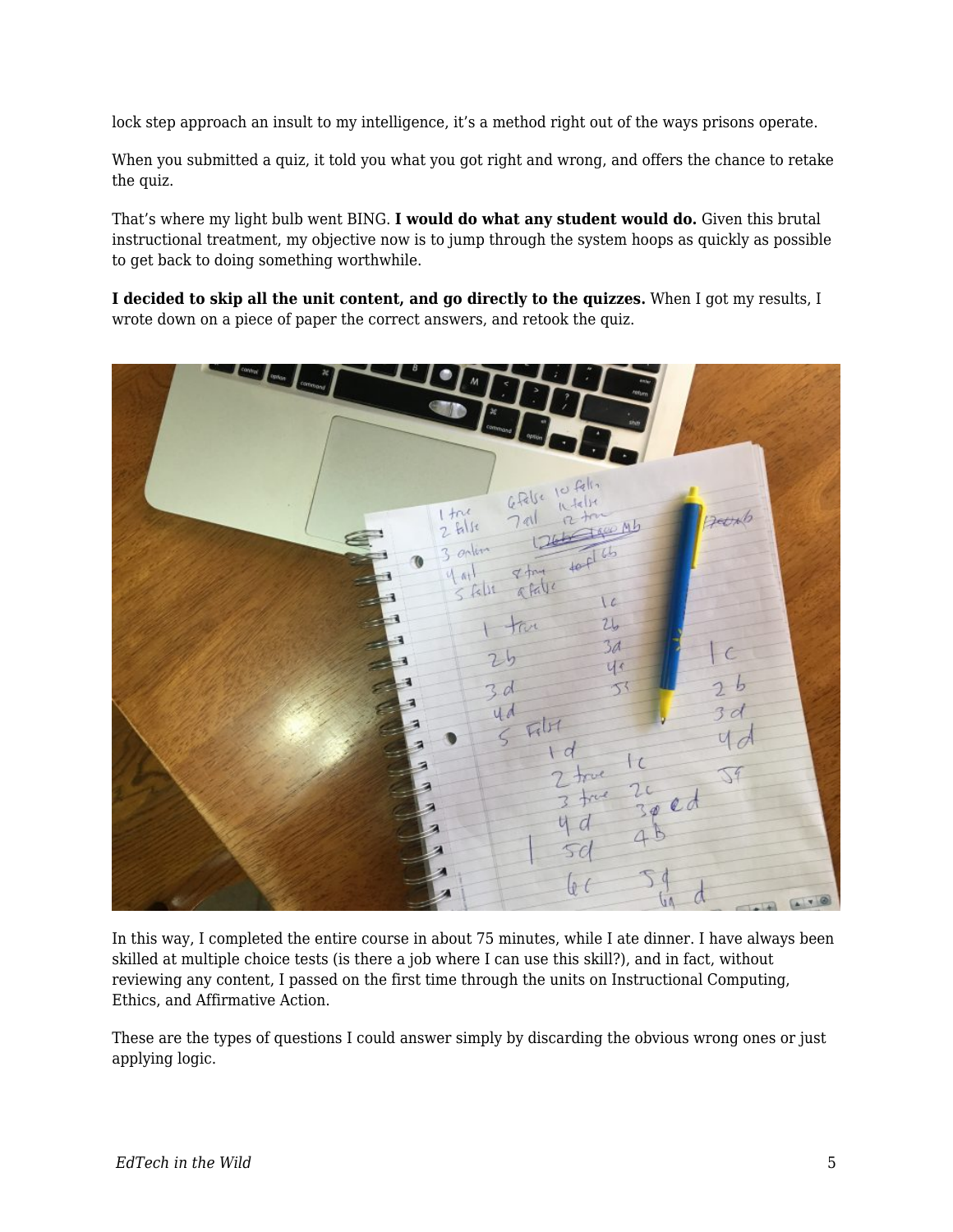lock step approach an insult to my intelligence, it's a method right out of the ways prisons operate.

When you submitted a quiz, it told you what you got right and wrong, and offers the chance to retake the quiz.

That's where my light bulb went BING. **I would do what any student would do.** Given this brutal instructional treatment, my objective now is to jump through the system hoops as quickly as possible to get back to doing something worthwhile.

**I decided to skip all the unit content, and go directly to the quizzes.** When I got my results, I wrote down on a piece of paper the correct answers, and retook the quiz.

In this way, I completed the entire course in about 75 minutes, while I ate dinner. I have always been skilled at multiple choice tests (is there a job where I can use this skill?), and in fact, without reviewing any content, I passed on the first time through the units on Instructional Computing, Ethics, and Affirmative Action.

These are the types of questions I could answer simply by discarding the obvious wrong ones or just applying logic.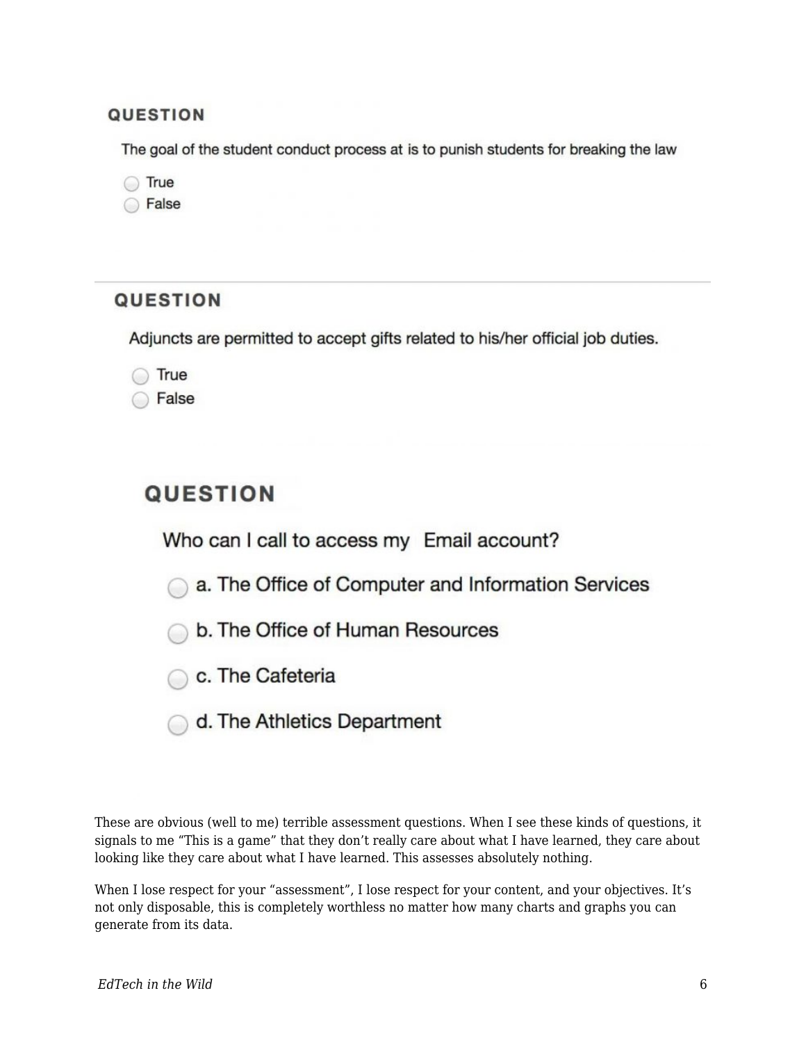**QUESTION**

The goal of the student conduct process at is to punish students for breaking the law

- True
- False

---

**QUESTION**

Adjuncts are permitted to accept gifts related to his/her official job duties.

- True
- False

**QUESTION**

Who can I call to access my Email account?

- a. The Office of Computer and Information Services
- b. The Office of Human Resources
- c. The Cafeteria
- d. The Athletics Department

These are obvious (well to me) terrible assessment questions. When I see these kinds of questions, it signals to me "This is a game" that they don't really care about what I have learned, they care about looking like they care about what I have learned. This assesses absolutely nothing.

When I lose respect for your "assessment", I lose respect for your content, and your objectives. It's not only disposable, this is completely worthless no matter how many charts and graphs you can generate from its data.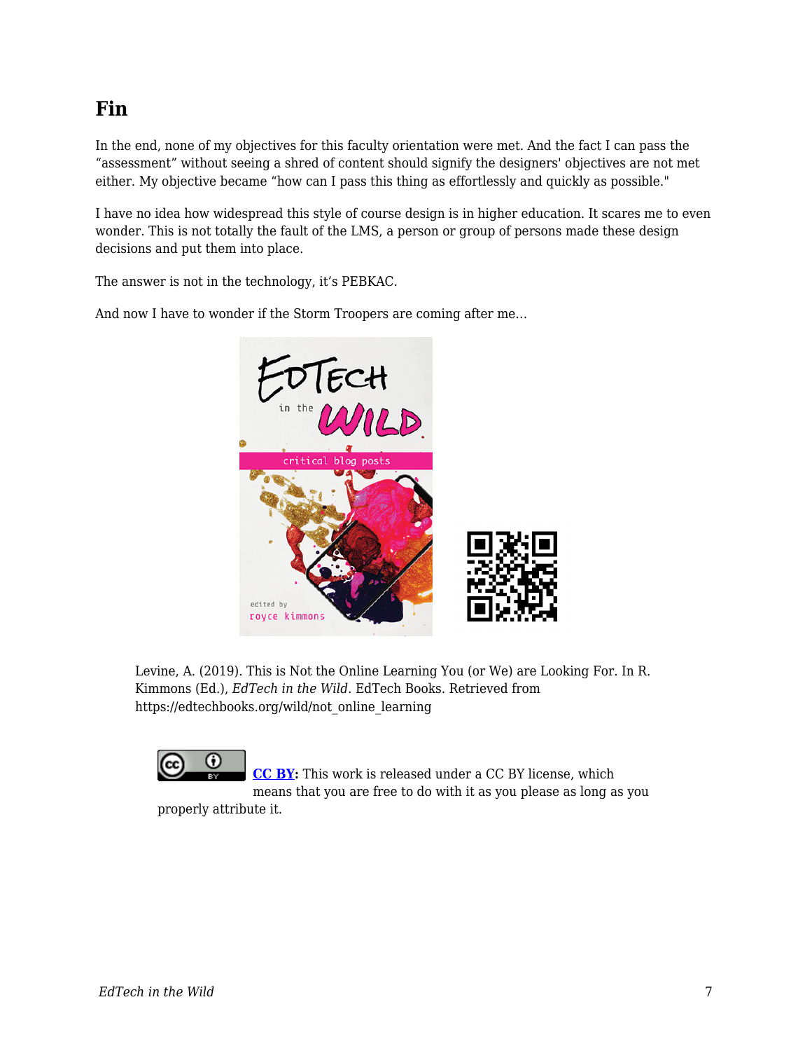## Fin

In the end, none of my objectives for this faculty orientation were met. And the fact I can pass the "assessment" without seeing a shred of content should signify the designers' objectives are not met either. My objective became "how can I pass this thing as effortlessly and quickly as possible."

I have no idea how widespread this style of course design is in higher education. It scares me to even wonder. This is not totally the fault of the LMS, a person or group of persons made these design decisions and put them into place.

The answer is not in the technology, it's PEBKAC.

And now I have to wonder if the Storm Troopers are coming after me...

Levine, A. (2019). This is Not the Online Learning You (or We) are Looking For. In R. Kimmons (Ed.), *EdTech in the Wild*. EdTech Books. Retrieved from https://edtechbooks.org/wild/not_online_learning

**CC BY:** This work is released under a CC BY license, which means that you are free to do with it as you please as long as you properly attribute it.